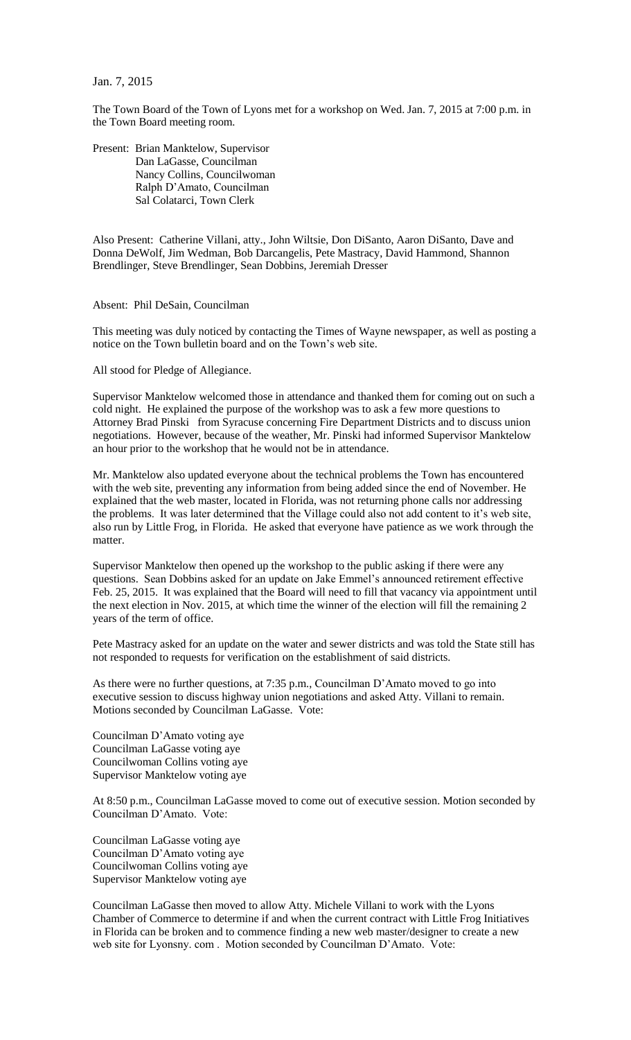Jan. 7, 2015

The Town Board of the Town of Lyons met for a workshop on Wed. Jan. 7, 2015 at 7:00 p.m. in the Town Board meeting room.

Present: Brian Manktelow, Supervisor
Dan LaGasse, Councilman
Nancy Collins, Councilwoman
Ralph D'Amato, Councilman
Sal Colatarci, Town Clerk

Also Present: Catherine Villani, atty., John Wiltsie, Don DiSanto, Aaron DiSanto, Dave and Donna DeWolf, Jim Wedman, Bob Darcangelis, Pete Mastracy, David Hammond, Shannon Brendlinger, Steve Brendlinger, Sean Dobbins, Jeremiah Dresser

Absent: Phil DeSain, Councilman

This meeting was duly noticed by contacting the Times of Wayne newspaper, as well as posting a notice on the Town bulletin board and on the Town's web site.

All stood for Pledge of Allegiance.

Supervisor Manktelow welcomed those in attendance and thanked them for coming out on such a cold night. He explained the purpose of the workshop was to ask a few more questions to Attorney Brad Pinski from Syracuse concerning Fire Department Districts and to discuss union negotiations. However, because of the weather, Mr. Pinski had informed Supervisor Manktelow an hour prior to the workshop that he would not be in attendance.

Mr. Manktelow also updated everyone about the technical problems the Town has encountered with the web site, preventing any information from being added since the end of November. He explained that the web master, located in Florida, was not returning phone calls nor addressing the problems. It was later determined that the Village could also not add content to it's web site, also run by Little Frog, in Florida. He asked that everyone have patience as we work through the matter.

Supervisor Manktelow then opened up the workshop to the public asking if there were any questions. Sean Dobbins asked for an update on Jake Emmel's announced retirement effective Feb. 25, 2015. It was explained that the Board will need to fill that vacancy via appointment until the next election in Nov. 2015, at which time the winner of the election will fill the remaining 2 years of the term of office.

Pete Mastracy asked for an update on the water and sewer districts and was told the State still has not responded to requests for verification on the establishment of said districts.

As there were no further questions, at 7:35 p.m., Councilman D'Amato moved to go into executive session to discuss highway union negotiations and asked Atty. Villani to remain. Motions seconded by Councilman LaGasse. Vote:

Councilman D'Amato voting aye
Councilman LaGasse voting aye
Councilwoman Collins voting aye
Supervisor Manktelow voting aye

At 8:50 p.m., Councilman LaGasse moved to come out of executive session. Motion seconded by Councilman D'Amato. Vote:

Councilman LaGasse voting aye
Councilman D'Amato voting aye
Councilwoman Collins voting aye
Supervisor Manktelow voting aye

Councilman LaGasse then moved to allow Atty. Michele Villani to work with the Lyons Chamber of Commerce to determine if and when the current contract with Little Frog Initiatives in Florida can be broken and to commence finding a new web master/designer to create a new web site for Lyonsny. com . Motion seconded by Councilman D'Amato. Vote: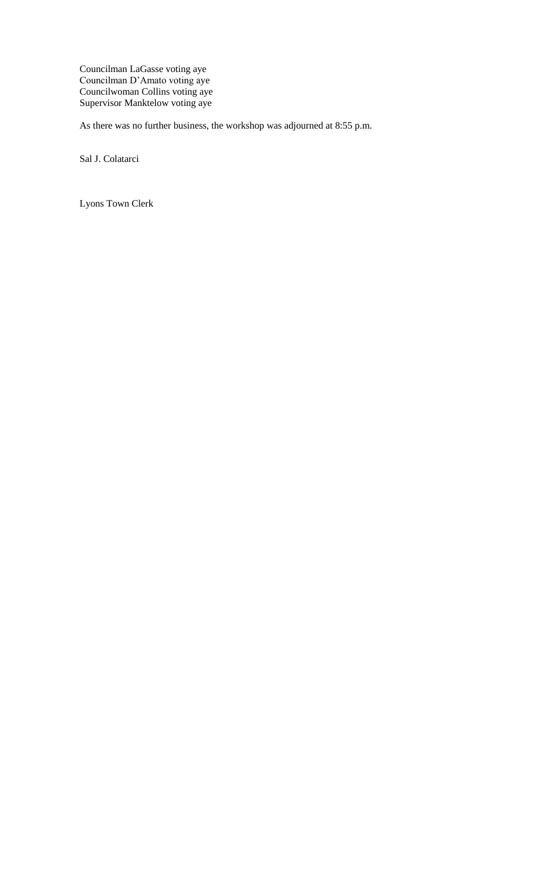Councilman LaGasse voting aye
Councilman D'Amato voting aye
Councilwoman Collins voting aye
Supervisor Manktelow voting aye

As there was no further business, the workshop was adjourned at 8:55 p.m.

Sal J. Colatarci

Lyons Town Clerk